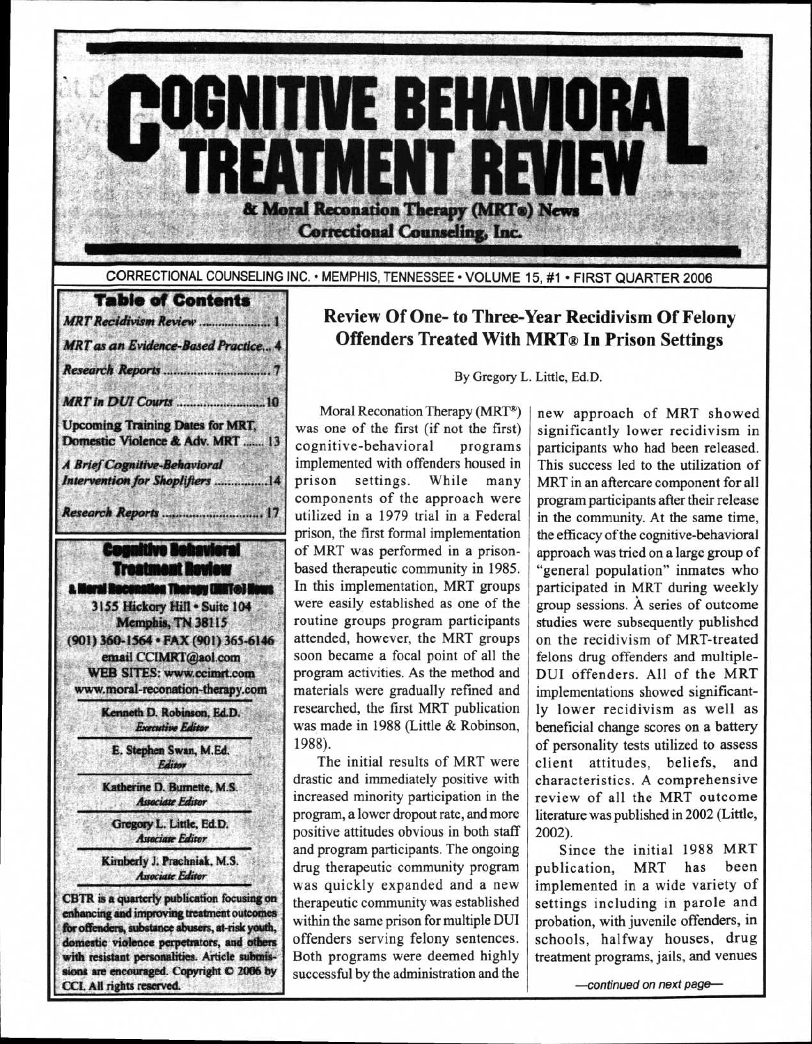# COGNITIVE BEHAVIORAL TREATMENT REVIEW

**& Moral Reconation Therapy (MRT®) News**

**Correctional Counseling, Inc.**

CORRECTIONAL COUNSELING INC. • MEMPHIS, TENNESSEE • VOLUME 15, #1 • FIRST QUARTER 2006

## Table of Contents

| | |
|---|---|
| *MRT Recidivism Review* | 1 |
| *MRT as an Evidence-Based Practice* | 4 |
| *Research Reports* | 7 |
| *MRT in DUI Courts* | 10 |
| Upcoming Training Dates for MRT, Domestic Violence & Adv. MRT | 13 |
| *A Brief Cognitive-Behavioral Intervention for Shoplifters* | 14 |
| *Research Reports* | 17 |

**Cognitive Behavioral Treatment Review & Moral Reconation Therapy (MRT®) News**

3155 Hickory Hill • Suite 104
Memphis, TN 38115
(901) 360-1564 • FAX (901) 365-6146
email CCIMRT@aol.com
WEB SITES: www.ccimrt.com
www.moral-reconation-therapy.com

Kenneth D. Robinson, Ed.D.
*Executive Editor*

E. Stephen Swan, M.Ed.
*Editor*

Katherine D. Burnette, M.S.
*Associate Editor*

Gregory L. Little, Ed.D.
*Associate Editor*

Kimberly J. Prachniak, M.S.
*Associate Editor*

CBTR is a quarterly publication focusing on enhancing and improving treatment outcomes for offenders, substance abusers, at-risk youth, domestic violence perpetrators, and others with resistant personalities. Article submissions are encouraged. Copyright © 2006 by CCI. All rights reserved.

## Review Of One- to Three-Year Recidivism Of Felony Offenders Treated With MRT® In Prison Settings

By Gregory L. Little, Ed.D.

Moral Reconation Therapy (MRT®) was one of the first (if not the first) cognitive-behavioral programs implemented with offenders housed in prison settings. While many components of the approach were utilized in a 1979 trial in a Federal prison, the first formal implementation of MRT was performed in a prison-based therapeutic community in 1985. In this implementation, MRT groups were easily established as one of the routine groups program participants attended, however, the MRT groups soon became a focal point of all the program activities. As the method and materials were gradually refined and researched, the first MRT publication was made in 1988 (Little & Robinson, 1988).

The initial results of MRT were drastic and immediately positive with increased minority participation in the program, a lower dropout rate, and more positive attitudes obvious in both staff and program participants. The ongoing drug therapeutic community program was quickly expanded and a new therapeutic community was established within the same prison for multiple DUI offenders serving felony sentences. Both programs were deemed highly successful by the administration and the new approach of MRT showed significantly lower recidivism in participants who had been released. This success led to the utilization of MRT in an aftercare component for all program participants after their release in the community. At the same time, the efficacy of the cognitive-behavioral approach was tried on a large group of "general population" inmates who participated in MRT during weekly group sessions. A series of outcome studies were subsequently published on the recidivism of MRT-treated felons drug offenders and multiple-DUI offenders. All of the MRT implementations showed significantly lower recidivism as well as beneficial change scores on a battery of personality tests utilized to assess client attitudes, beliefs, and characteristics. A comprehensive review of all the MRT outcome literature was published in 2002 (Little, 2002).

Since the initial 1988 MRT publication, MRT has been implemented in a wide variety of settings including in parole and probation, with juvenile offenders, in schools, halfway houses, drug treatment programs, jails, and venues

*—continued on next page—*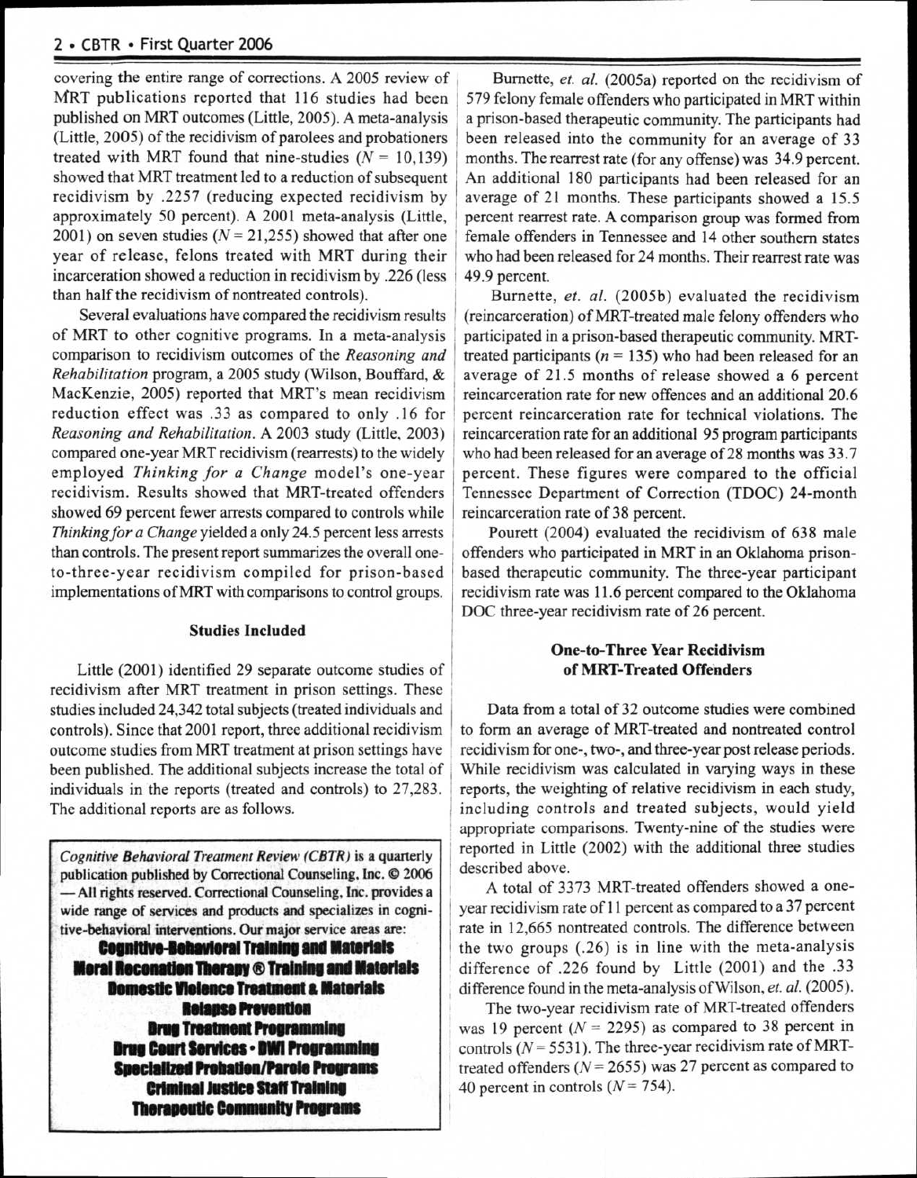covering the entire range of corrections. A 2005 review of MRT publications reported that 116 studies had been published on MRT outcomes (Little, 2005). A meta-analysis (Little, 2005) of the recidivism of parolees and probationers treated with MRT found that nine-studies ($N = 10{,}139$) showed that MRT treatment led to a reduction of subsequent recidivism by .2257 (reducing expected recidivism by approximately 50 percent). A 2001 meta-analysis (Little, 2001) on seven studies ($N = 21{,}255$) showed that after one year of release, felons treated with MRT during their incarceration showed a reduction in recidivism by .226 (less than half the recidivism of nontreated controls).

Several evaluations have compared the recidivism results of MRT to other cognitive programs. In a meta-analysis comparison to recidivism outcomes of the *Reasoning and Rehabilitation* program, a 2005 study (Wilson, Bouffard, & MacKenzie, 2005) reported that MRT's mean recidivism reduction effect was .33 as compared to only .16 for *Reasoning and Rehabilitation*. A 2003 study (Little, 2003) compared one-year MRT recidivism (rearrests) to the widely employed *Thinking for a Change* model's one-year recidivism. Results showed that MRT-treated offenders showed 69 percent fewer arrests compared to controls while *Thinking for a Change* yielded a only 24.5 percent less arrests than controls. The present report summarizes the overall one-to-three-year recidivism compiled for prison-based implementations of MRT with comparisons to control groups.

### Studies Included

Little (2001) identified 29 separate outcome studies of recidivism after MRT treatment in prison settings. These studies included 24,342 total subjects (treated individuals and controls). Since that 2001 report, three additional recidivism outcome studies from MRT treatment at prison settings have been published. The additional subjects increase the total of individuals in the reports (treated and controls) to 27,283. The additional reports are as follows.

> *Cognitive Behavioral Treatment Review (CBTR)* is a quarterly publication published by Correctional Counseling, Inc. © 2006 — All rights reserved. Correctional Counseling, Inc. provides a wide range of services and products and specializes in cognitive-behavioral interventions. Our major service areas are:
>
> **Cognitive-Behavioral Training and Materials**
> **Moral Reconation Therapy ® Training and Materials**
> **Domestic Violence Treatment & Materials**
> **Relapse Prevention**
> **Drug Treatment Programming**
> **Drug Court Services • DWI Programming**
> **Specialized Probation/Parole Programs**
> **Criminal Justice Staff Training**
> **Therapeutic Community Programs**

Burnette, *et. al.* (2005a) reported on the recidivism of 579 felony female offenders who participated in MRT within a prison-based therapeutic community. The participants had been released into the community for an average of 33 months. The rearrest rate (for any offense) was 34.9 percent. An additional 180 participants had been released for an average of 21 months. These participants showed a 15.5 percent rearrest rate. A comparison group was formed from female offenders in Tennessee and 14 other southern states who had been released for 24 months. Their rearrest rate was 49.9 percent.

Burnette, *et. al.* (2005b) evaluated the recidivism (reincarceration) of MRT-treated male felony offenders who participated in a prison-based therapeutic community. MRT-treated participants ($n = 135$) who had been released for an average of 21.5 months of release showed a 6 percent reincarceration rate for new offences and an additional 20.6 percent reincarceration rate for technical violations. The reincarceration rate for an additional 95 program participants who had been released for an average of 28 months was 33.7 percent. These figures were compared to the official Tennessee Department of Correction (TDOC) 24-month reincarceration rate of 38 percent.

Pourett (2004) evaluated the recidivism of 638 male offenders who participated in MRT in an Oklahoma prison-based therapeutic community. The three-year participant recidivism rate was 11.6 percent compared to the Oklahoma DOC three-year recidivism rate of 26 percent.

### One-to-Three Year Recidivism of MRT-Treated Offenders

Data from a total of 32 outcome studies were combined to form an average of MRT-treated and nontreated control recidivism for one-, two-, and three-year post release periods. While recidivism was calculated in varying ways in these reports, the weighting of relative recidivism in each study, including controls and treated subjects, would yield appropriate comparisons. Twenty-nine of the studies were reported in Little (2002) with the additional three studies described above.

A total of 3373 MRT-treated offenders showed a one-year recidivism rate of 11 percent as compared to a 37 percent rate in 12,665 nontreated controls. The difference between the two groups (.26) is in line with the meta-analysis difference of .226 found by Little (2001) and the .33 difference found in the meta-analysis of Wilson, *et. al.* (2005).

The two-year recidivism rate of MRT-treated offenders was 19 percent ($N = 2295$) as compared to 38 percent in controls ($N = 5531$). The three-year recidivism rate of MRT-treated offenders ($N = 2655$) was 27 percent as compared to 40 percent in controls ($N = 754$).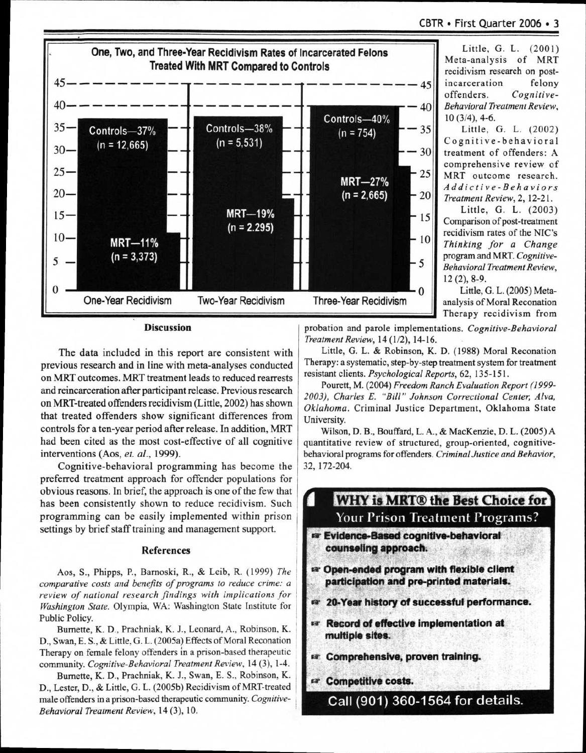**One, Two, and Three-Year Recidivism Rates of Incarcerated Felons Treated With MRT Compared to Controls**

45
40
35
30
25
20
15
10
5
0

Controls—37% (n = 12,665)
MRT—11% (n = 3,373)
One-Year Recidivism

Controls—38% (n = 5,531)
MRT—19% (n = 2.295)
Two-Year Recidivism

Controls—40% (n = 754)
MRT—27% (n = 2,665)
Three-Year Recidivism

## Discussion

The data included in this report are consistent with previous research and in line with meta-analyses conducted on MRT outcomes. MRT treatment leads to reduced rearrests and reincarceration after participant release. Previous research on MRT-treated offenders recidivism (Little, 2002) has shown that treated offenders show significant differences from controls for a ten-year period after release. In addition, MRT had been cited as the most cost-effective of all cognitive interventions (Aos, *et. al*., 1999).

Cognitive-behavioral programming has become the preferred treatment approach for offender populations for obvious reasons. In brief, the approach is one of the few that has been consistently shown to reduce recidivism. Such programming can be easily implemented within prison settings by brief staff training and management support.

## References

Aos, S., Phipps, P., Barnoski, R., & Leib, R. (1999) *The comparative costs and benefits of programs to reduce crime: a review of national research findings with implications for Washington State*. Olympia, WA: Washington State Institute for Public Policy.

Burnette, K. D., Prachniak, K. J., Leonard, A., Robinson, K. D., Swan, E. S., & Little, G. L. (2005a) Effects of Moral Reconation Therapy on female felony offenders in a prison-based therapeutic community. *Cognitive-Behavioral Treatment Review*, 14 (3), 1-4.

Burnette, K. D., Prachniak, K. J., Swan, E. S., Robinson, K. D., Lester, D., & Little, G. L. (2005b) Recidivism of MRT-treated male offenders in a prison-based therapeutic community. *Cognitive-Behavioral Treatment Review*, 14 (3), 10.

Little, G. L. (2001) Meta-analysis of MRT recidivism research on post-incarceration felony offenders. *Cognitive-Behavioral Treatment Review*, 10 (3/4), 4-6.

Little, G. L. (2002) Cognitive-behavioral treatment of offenders: A comprehensive review of MRT outcome research. *Addictive-Behaviors Treatment Review*, 2, 12-21.

Little, G. L. (2003) Comparison of post-treatment recidivism rates of the NIC's *Thinking for a Change* program and MRT. *Cognitive-Behavioral Treatment Review*, 12 (2), 8-9.

Little, G. L. (2005) Meta-analysis of Moral Reconation Therapy recidivism from probation and parole implementations. *Cognitive-Behavioral Treatment Review*, 14 (1/2), 14-16.

Little, G. L. & Robinson, K. D. (1988) Moral Reconation Therapy: a systematic, step-by-step treatment system for treatment resistant clients. *Psychological Reports*, 62, 135-151.

Pourett, M. (2004) *Freedom Ranch Evaluation Report (1999-2003), Charles E. "Bill" Johnson Correctional Center, Alva, Oklahoma*. Criminal Justice Department, Oklahoma State University.

Wilson, D. B., Bouffard, L. A., & MacKenzie, D. L. (2005) A quantitative review of structured, group-oriented, cognitive-behavioral programs for offenders. *Criminal Justice and Behavior*, 32, 172-204.

**WHY is MRT® the Best Choice for Your Prison Treatment Programs?**

- **Evidence-Based cognitive-behavioral counseling approach.**
- **Open-ended program with flexible client participation and pre-printed materials.**
- **20-Year history of successful performance.**
- **Record of effective implementation at multiple sites.**
- **Comprehensive, proven training.**
- **Competitive costs.**

**Call (901) 360-1564 for details.**